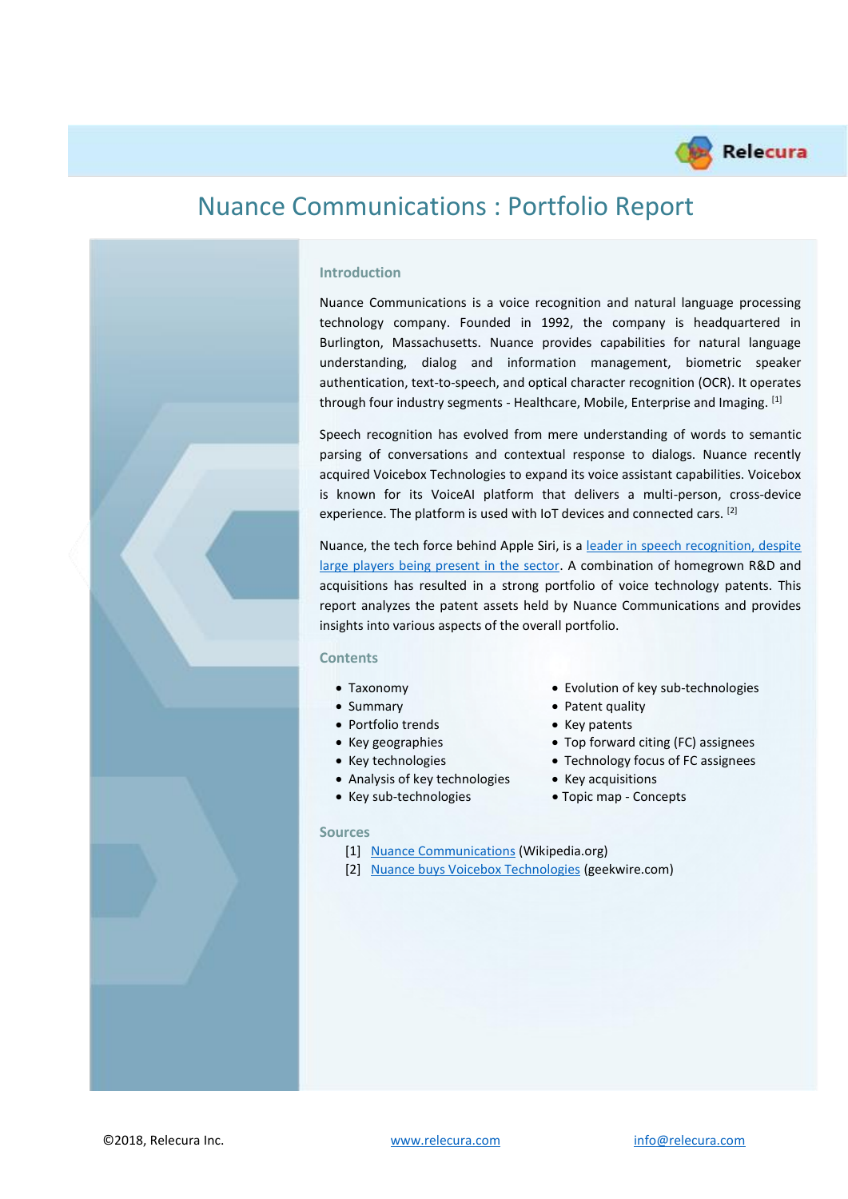# Nuance Communications : Portfolio Report

## Introduction

Nuance Communications is a voice recognition and natural language processing technology company. Founded in 1992, the company is headquartered in Burlington, Massachusetts. Nuance provides capabilities for natural language understanding, dialog and information management, biometric speaker authentication, text-to-speech, and optical character recognition (OCR). It operates through four industry segments - Healthcare, Mobile, Enterprise and Imaging. [1]

Speech recognition has evolved from mere understanding of words to semantic parsing of conversations and contextual response to dialogs. Nuance recently acquired Voicebox Technologies to expand its voice assistant capabilities. Voicebox is known for its VoiceAI platform that delivers a multi-person, cross-device experience. The platform is used with IoT devices and connected cars. [2]

Nuance, the tech force behind Apple Siri, is a leader in speech recognition, despite large players being present in the sector. A combination of homegrown R&D and acquisitions has resulted in a strong portfolio of voice technology patents. This report analyzes the patent assets held by Nuance Communications and provides insights into various aspects of the overall portfolio.

## Contents

- Taxonomy
- Summary
- Portfolio trends
- Key geographies
- Key technologies
- Analysis of key technologies
- Key sub-technologies
- Evolution of key sub-technologies
- Patent quality
- Key patents
- Top forward citing (FC) assignees
- Technology focus of FC assignees
- Key acquisitions
- Topic map - Concepts

## Sources

[1] Nuance Communications (Wikipedia.org)
[2] Nuance buys Voicebox Technologies (geekwire.com)

©2018, Relecura Inc. www.relecura.com info@relecura.com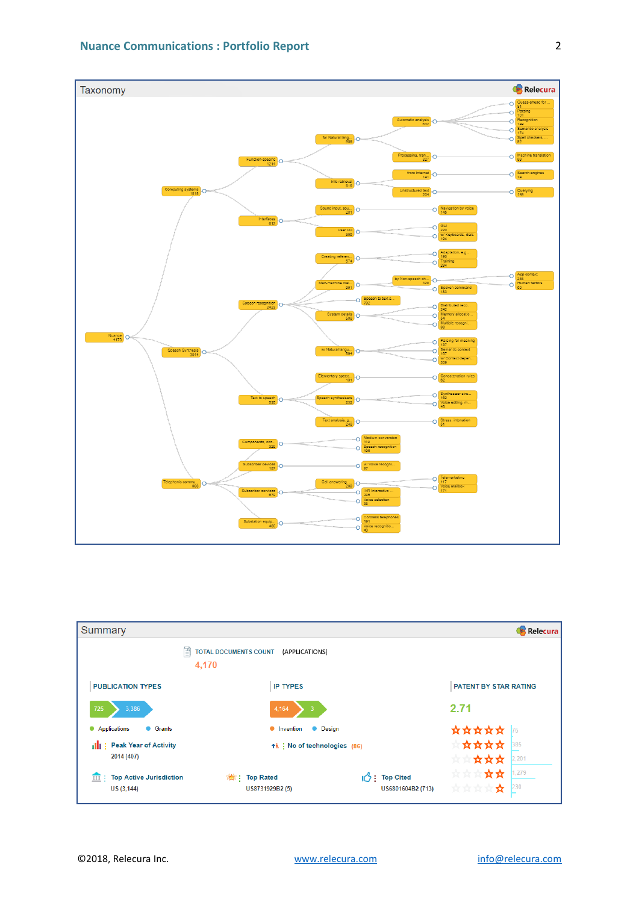## Taxonomy

- Nuance 4170
  - Computing systems 1318
    - Function-specific 1214
      - for Natural lang... 806
        - Automatic analysis 632
          - Guess-ahead for ... 51
          - Parsing 101
          - Recognition 149
          - Semantic analysis 174
          - Spell checkers, ... 52
        - Processing, tran... 327
          - Machine translation 99
      - Info retrieval 315
        - from Internet 141
          - Search engines 74
        - Unstructured text 204
          - Querying 146
    - Interfaces 512
      - Sound input, sou... 281
        - Navigation by voice 146
      - User I/O 355
        - GUI 220
        - w/ Keyboards, dials 104
  - Speech Synthesis 3014
    - Speech recognition 2423
      - Creating referen... 574
        - Adaptation, e.g.... 190
        - Training 294
      - Man-machine dial... 891
        - by Non-speech ch... 320
          - App context 250
          - Human factors 60
        - Spoken command 183
      - Speech to text c... 792
      - System details 509
        - Distributed reco... 242
        - Memory allocatio... 54
        - Multiple recogni... 88
      - w/ Natural langu... 884
        - Parsing for meaning 137
        - Semantic context 167
        - w/ Context depen... 539
    - Text to speech 536
      - Elementary speec... 131
        - Concatenation rules 62
      - Speech synthesizers 232
        - Synthesizer stru... 162
        - Voice editing, m... 46
      - Text analysis, g... 249
        - Stress, intonation 51
  - Telephonic commu... 993
    - Components, circ... 320
      - Medium conversion 119
      - Speech recognition 198
    - Subscriber devices 157
      - w/ Voice recogni... 97
    - Subscriber services 672
      - Call answering 299
        - Telemarketing 117
        - Voice mailbox 171
      - IVR interactive ... 325
      - Voice selection 38
    - Substation equip... 480
      - Cordless telephones 191
      - Voice recognitio... 40

## Summary

TOTAL DOCUMENTS COUNT (APPLICATIONS)

**4,170**

**PUBLICATION TYPES**

725 | 3,386

- Applications
- Grants

**Peak Year of Activity**

2014 (407)

**Top Active Jurisdiction**

US (3,144)

**IP TYPES**

4,164 | 3

- Invention
- Design

**No of technologies** (86)

**Top Rated**

US8731929B2 (5)

**Top Cited**

US6801604B2 (713)

**PATENT BY STAR RATING**

**2.71**

| Stars | Count |
|---|---|
| 5 | 75 |
| 4 | 385 |
| 3 | 2,201 |
| 2 | 1,279 |
| 1 | 230 |

©2018, Relecura Inc. www.relecura.com info@relecura.com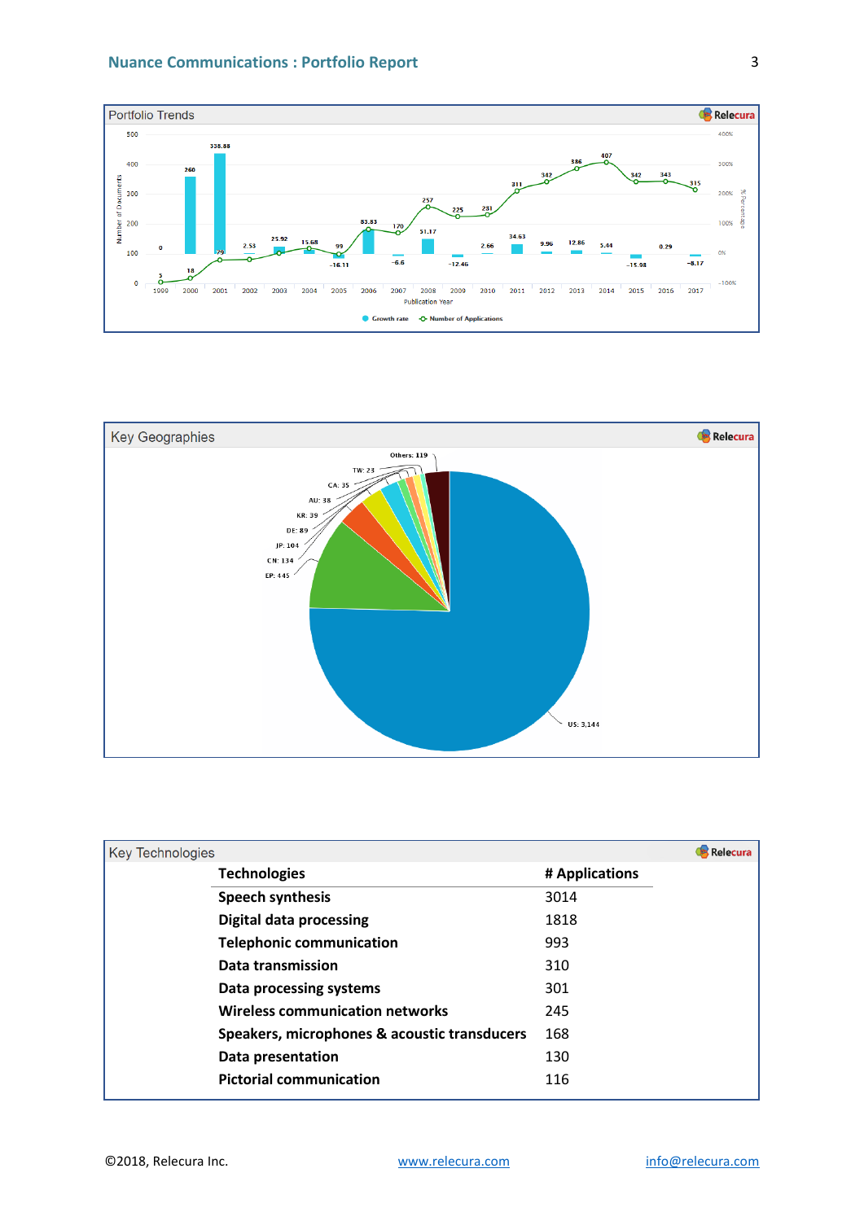## Portfolio Trends

## Key Geographies

## Key Technologies

| Technologies | # Applications |
|---|---|
| Speech synthesis | 3014 |
| Digital data processing | 1818 |
| Telephonic communication | 993 |
| Data transmission | 310 |
| Data processing systems | 301 |
| Wireless communication networks | 245 |
| Speakers, microphones & acoustic transducers | 168 |
| Data presentation | 130 |
| Pictorial communication | 116 |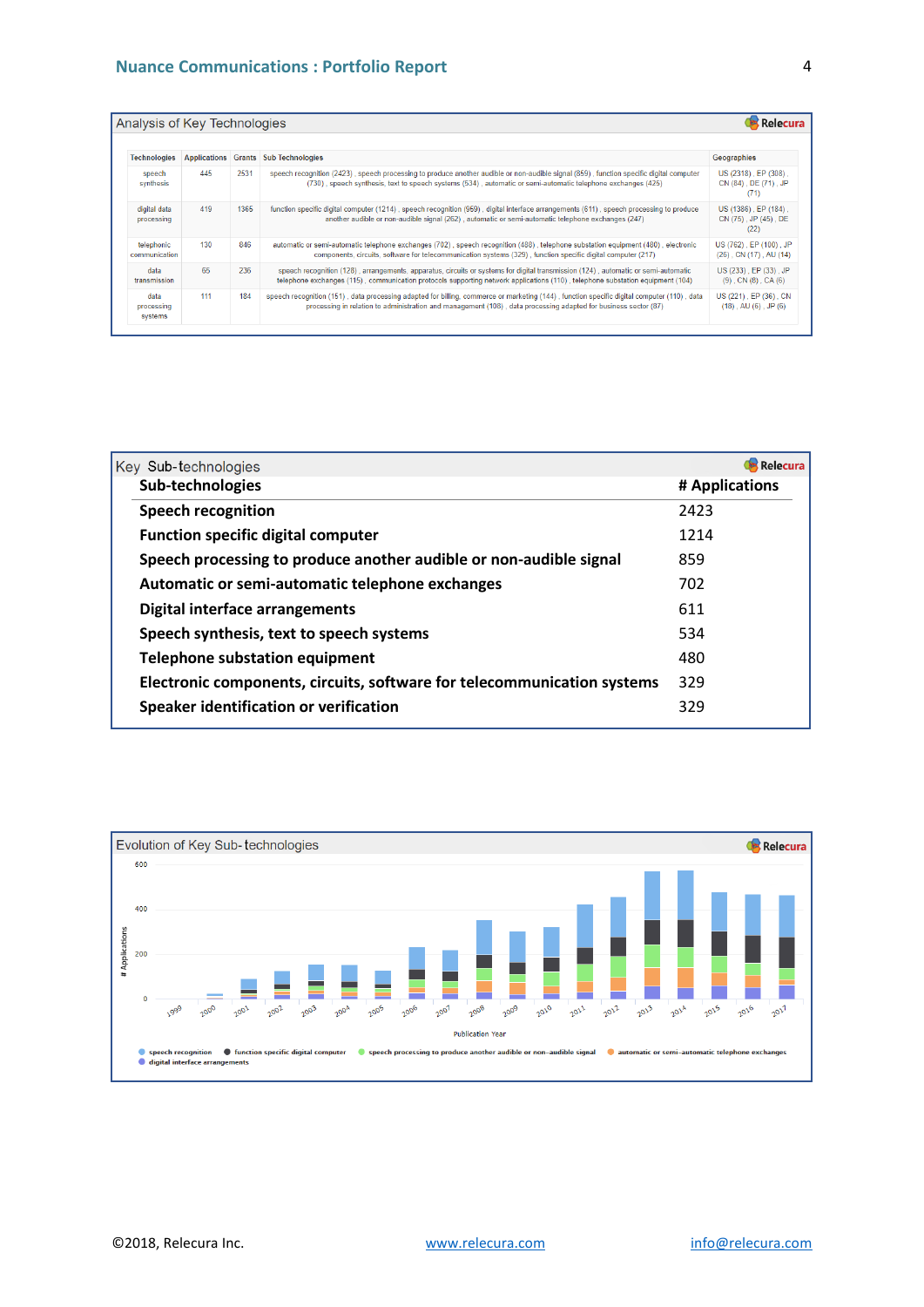## Analysis of Key Technologies

| Technologies | Applications | Grants | Sub Technologies | Geographies |
|---|---|---|---|---|
| speech synthesis | 445 | 2531 | speech recognition (2423) , speech processing to produce another audible or non-audible signal (859) , function specific digital computer (730) , speech synthesis, text to speech systems (534) , automatic or semi-automatic telephone exchanges (425) | US (2318) , EP (308) , CN (84) , DE (71) , JP (71) |
| digital data processing | 419 | 1365 | function specific digital computer (1214) , speech recognition (959) , digital interface arrangements (611) , speech processing to produce another audible or non-audible signal (262) , automatic or semi-automatic telephone exchanges (247) | US (1386) , EP (184) , CN (75) , JP (45) , DE (22) |
| telephonic communication | 130 | 846 | automatic or semi-automatic telephone exchanges (702) , speech recognition (488) , telephone substation equipment (480) , electronic components, circuits, software for telecommunication systems (329) , function specific digital computer (217) | US (762) , EP (100) , JP (26) , CN (17) , AU (14) |
| data transmission | 65 | 236 | speech recognition (128) , arrangements, apparatus, circuits or systems for digital transmission (124) , automatic or semi-automatic telephone exchanges (115) , communication protocols supporting network applications (110) , telephone substation equipment (104) | US (233) , EP (33) , JP (9) , CN (8) , CA (6) |
| data processing systems | 111 | 184 | speech recognition (151) , data processing adapted for billing, commerce or marketing (144) , function specific digital computer (110) , data processing in relation to administration and management (108) , data processing adapted for business sector (87) | US (221) , EP (36) , CN (18) , AU (6) , JP (6) |

## Key Sub-technologies

| Sub-technologies | # Applications |
|---|---|
| Speech recognition | 2423 |
| Function specific digital computer | 1214 |
| Speech processing to produce another audible or non-audible signal | 859 |
| Automatic or semi-automatic telephone exchanges | 702 |
| Digital interface arrangements | 611 |
| Speech synthesis, text to speech systems | 534 |
| Telephone substation equipment | 480 |
| Electronic components, circuits, software for telecommunication systems | 329 |
| Speaker identification or verification | 329 |

## Evolution of Key Sub-technologies

Stacked bar chart: # Applications (0–600) by Publication Year (1999–2017).

Legend: speech recognition; function specific digital computer; speech processing to produce another audible or non-audible signal; automatic or semi-automatic telephone exchanges; digital interface arrangements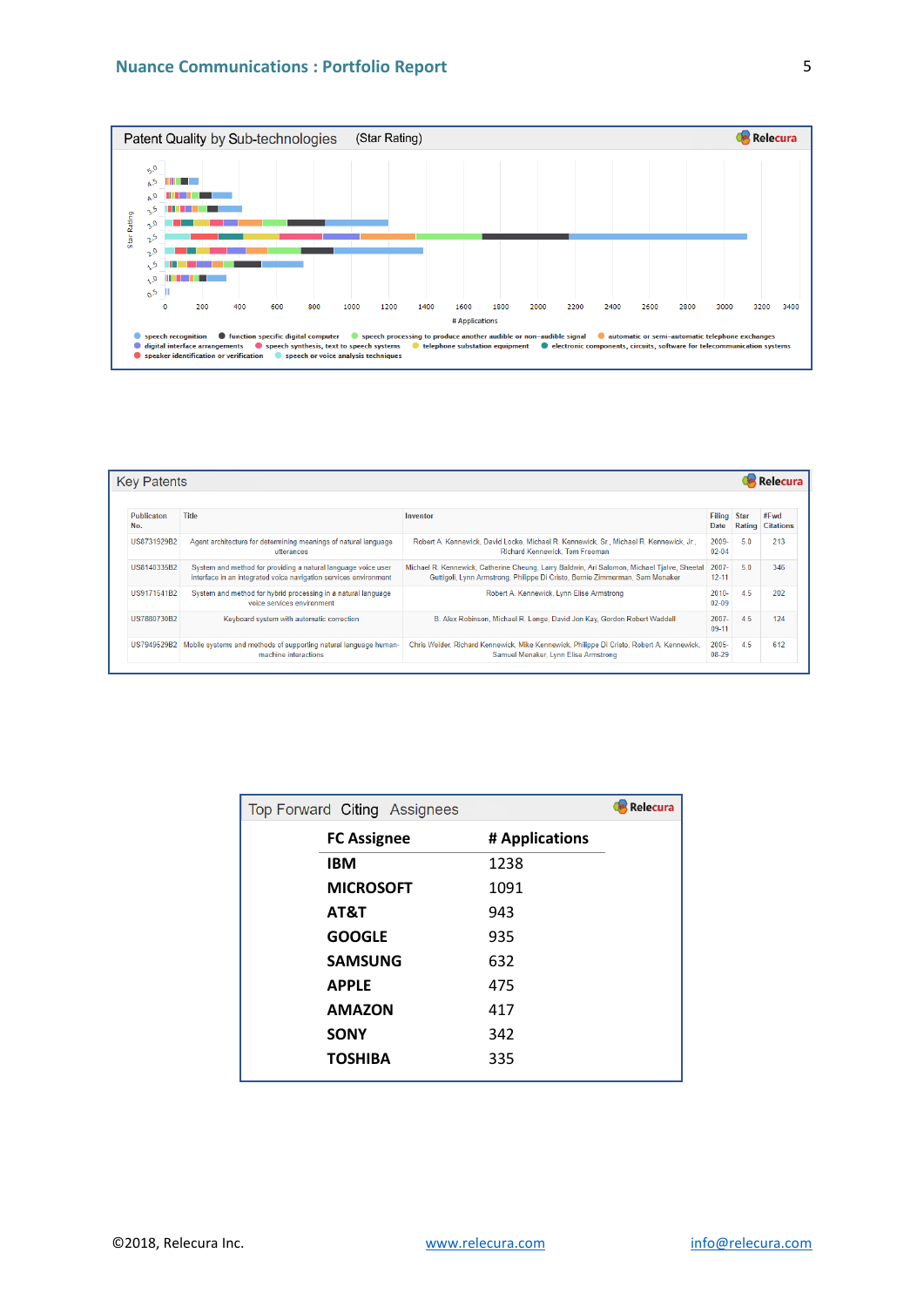## Patent Quality by Sub-technologies (Star Rating)

Star Rating: 5.0, 4.5, 4.0, 3.5, 3.0, 2.5, 2.0, 1.5, 1.0, 0.5

# Applications: 0, 200, 400, 600, 800, 1000, 1200, 1400, 1600, 1800, 2000, 2200, 2400, 2600, 2800, 3000, 3200, 3400

- speech recognition
- function specific digital computer
- speech processing to produce another audible or non-audible signal
- automatic or semi-automatic telephone exchanges
- digital interface arrangements
- speech synthesis, text to speech systems
- telephone substation equipment
- electronic components, circuits, software for telecommunication systems
- speaker identification or verification
- speech or voice analysis techniques

## Key Patents

| Publicaton No. | Title | Inventor | Filing Date | Star Rating | #Fwd Citations |
|---|---|---|---|---|---|
| US8731929B2 | Agent architecture for determining meanings of natural language utterances | Robert A. Kennewick, David Locke, Michael R. Kennewick, Sr., Michael R. Kennewick, Jr., Richard Kennewick, Tom Freeman | 2009-02-04 | 5.0 | 213 |
| US8140335B2 | System and method for providing a natural language voice user interface in an integrated voice navigation services environment | Michael R. Kennewick, Catherine Cheung, Larry Baldwin, Ari Salomon, Michael Tjalve, Sheetal Guttigoli, Lynn Armstrong, Philippe Di Cristo, Bernie Zimmerman, Sam Menaker | 2007-12-11 | 5.0 | 346 |
| US9171541B2 | System and method for hybrid processing in a natural language voice services environment | Robert A. Kennewick, Lynn Elise Armstrong | 2010-02-09 | 4.5 | 202 |
| US7880730B2 | Keyboard system with automatic correction | B. Alex Robinson, Michael R. Longe, David Jon Kay, Gordon Robert Waddell | 2007-09-11 | 4.5 | 124 |
| US7949529B2 | Mobile systems and methods of supporting natural language human-machine interactions | Chris Weider, Richard Kennewick, Mike Kennewick, Philippe Di Cristo, Robert A. Kennewick, Samuel Menaker, Lynn Elise Armstrong | 2005-08-29 | 4.5 | 612 |

## Top Forward Citing Assignees

| FC Assignee | # Applications |
|---|---|
| IBM | 1238 |
| MICROSOFT | 1091 |
| AT&T | 943 |
| GOOGLE | 935 |
| SAMSUNG | 632 |
| APPLE | 475 |
| AMAZON | 417 |
| SONY | 342 |
| TOSHIBA | 335 |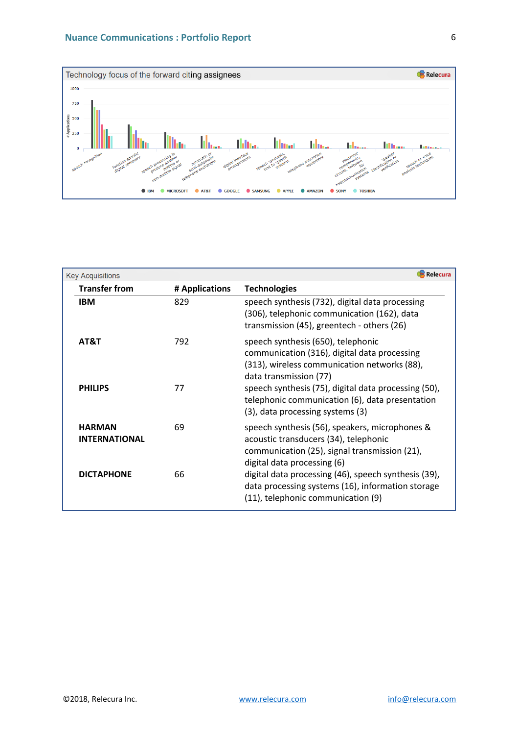Technology focus of the forward citing assignees

Key Acquisitions

| Transfer from | # Applications | Technologies |
|---|---|---|
| **IBM** | 829 | speech synthesis (732), digital data processing (306), telephonic communication (162), data transmission (45), greentech - others (26) |
| **AT&T** | 792 | speech synthesis (650), telephonic communication (316), digital data processing (313), wireless communication networks (88), data transmission (77) |
| **PHILIPS** | 77 | speech synthesis (75), digital data processing (50), telephonic communication (6), data presentation (3), data processing systems (3) |
| **HARMAN INTERNATIONAL** | 69 | speech synthesis (56), speakers, microphones & acoustic transducers (34), telephonic communication (25), signal transmission (21), digital data processing (6) |
| **DICTAPHONE** | 66 | digital data processing (46), speech synthesis (39), data processing systems (16), information storage (11), telephonic communication (9) |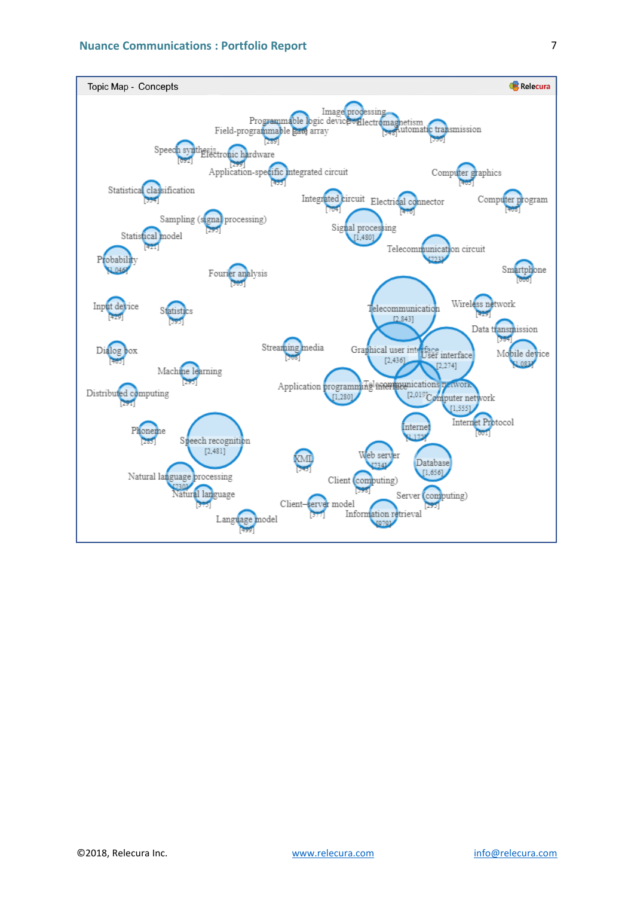Topic Map - Concepts

Relecura

Image processing
Programmable logic device
Electromagnetism [543]
Field-programmable gate array [289]
Automatic transmission [330]
Speech synthesis [692]
Electronic hardware [299]
Application-specific integrated circuit [453]
Computer graphics [469]
Statistical classification [354]
Integrated circuit [704]
Electrical connector [476]
Computer program [408]
Sampling (signal processing) [293]
Signal processing [1,480]
Statistical model [421]
Telecommunication circuit [723]
Probability [1,046]
Fourier analysis [309]
Smartphone [606]
Input device [429]
Statistics [395]
Telecommunication [2,843]
Wireless network [429]
Data transmission [384]
Dialog box [405]
Streaming media [508]
Graphical user interface [2,436]
User interface [2,274]
Mobile device [1,083]
Machine learning [295]
Application programming interface [1,280]
Telecommunications network [2,019]
Distributed computing [291]
Computer network [1,555]
Phoneme [285]
Internet [1,127]
Internet Protocol [601]
Speech recognition [2,481]
XML [545]
Web server [734]
Database [1,656]
Natural language processing [730]
Client (computing) [598]
Natural language [375]
Server (computing) [295]
Client–server model [377]
Information retrieval [979]
Language model [499]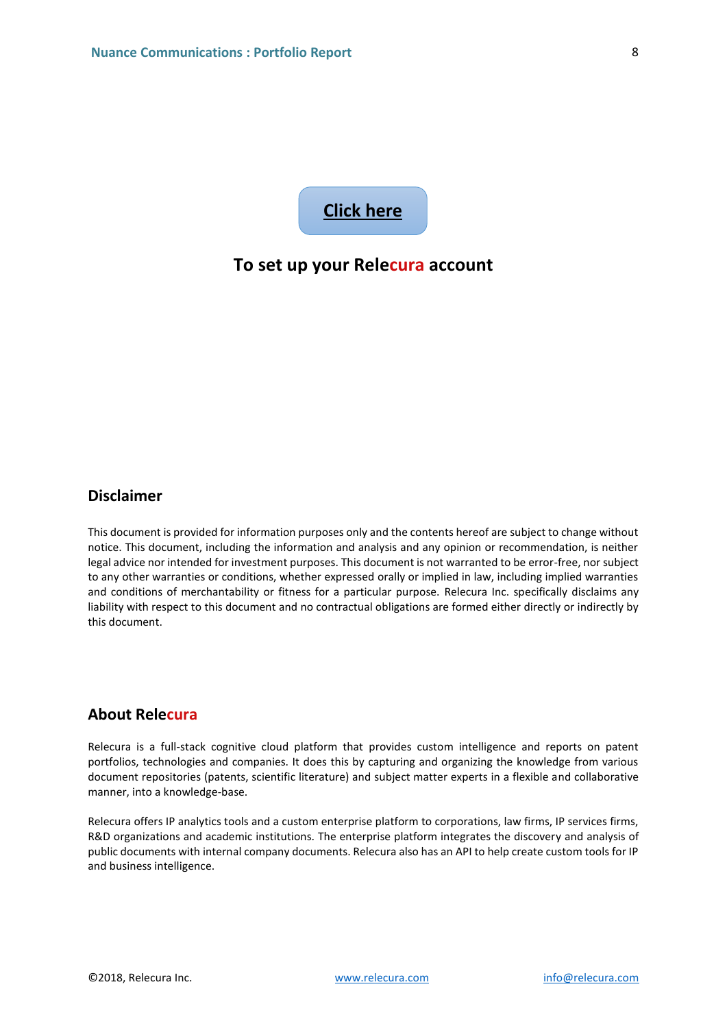**Click here**

**To set up your Relecura account**

## Disclaimer

This document is provided for information purposes only and the contents hereof are subject to change without notice. This document, including the information and analysis and any opinion or recommendation, is neither legal advice nor intended for investment purposes. This document is not warranted to be error-free, nor subject to any other warranties or conditions, whether expressed orally or implied in law, including implied warranties and conditions of merchantability or fitness for a particular purpose. Relecura Inc. specifically disclaims any liability with respect to this document and no contractual obligations are formed either directly or indirectly by this document.

## About Relecura

Relecura is a full-stack cognitive cloud platform that provides custom intelligence and reports on patent portfolios, technologies and companies. It does this by capturing and organizing the knowledge from various document repositories (patents, scientific literature) and subject matter experts in a flexible and collaborative manner, into a knowledge-base.

Relecura offers IP analytics tools and a custom enterprise platform to corporations, law firms, IP services firms, R&D organizations and academic institutions. The enterprise platform integrates the discovery and analysis of public documents with internal company documents. Relecura also has an API to help create custom tools for IP and business intelligence.

©2018, Relecura Inc. www.relecura.com info@relecura.com